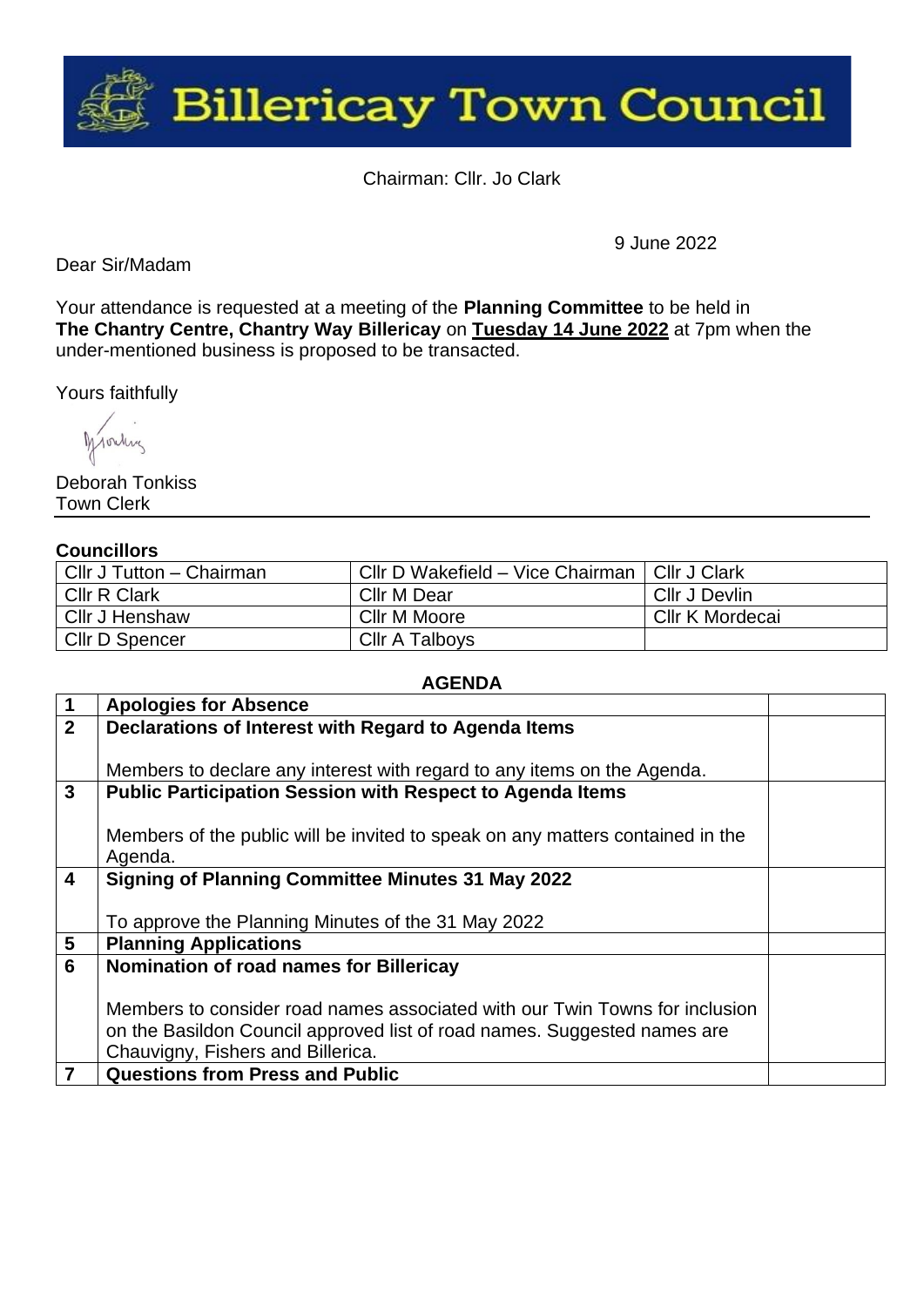# Billericay Town Council

Chairman: Cllr. Jo Clark

9 June 2022

Dear Sir/Madam

Your attendance is requested at a meeting of the **Planning Committee** to be held in **The Chantry Centre, Chantry Way Billericay** on **Tuesday 14 June 2022** at 7pm when the under-mentioned business is proposed to be transacted.

Yours faithfully

Deborah Tonkiss
Town Clerk

---

**Councillors**

| | | |
|---|---|---|
| Cllr J Tutton – Chairman | Cllr D Wakefield – Vice Chairman | Cllr J Clark |
| Cllr R Clark | Cllr M Dear | Cllr J Devlin |
| Cllr J Henshaw | Cllr M Moore | Cllr K Mordecai |
| Cllr D Spencer | Cllr A Talboys | |

**AGENDA**

| | | |
|---|---|---|
| **1** | **Apologies for Absence** | |
| **2** | **Declarations of Interest with Regard to Agenda Items**<br><br>Members to declare any interest with regard to any items on the Agenda. | |
| **3** | **Public Participation Session with Respect to Agenda Items**<br><br>Members of the public will be invited to speak on any matters contained in the Agenda. | |
| **4** | **Signing of Planning Committee Minutes 31 May 2022**<br><br>To approve the Planning Minutes of the 31 May 2022 | |
| **5** | **Planning Applications** | |
| **6** | **Nomination of road names for Billericay**<br><br>Members to consider road names associated with our Twin Towns for inclusion on the Basildon Council approved list of road names. Suggested names are Chauvigny, Fishers and Billerica. | |
| **7** | **Questions from Press and Public** | |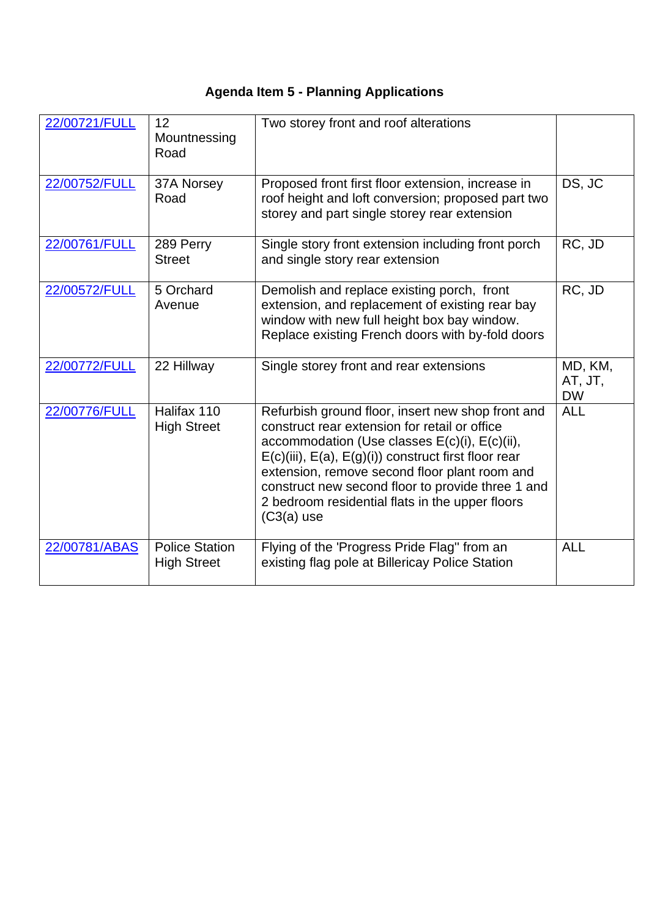# Agenda Item 5 - Planning Applications

| | | | |
|---|---|---|---|
| 22/00721/FULL | 12 Mountnessing Road | Two storey front and roof alterations | |
| 22/00752/FULL | 37A Norsey Road | Proposed front first floor extension, increase in roof height and loft conversion; proposed part two storey and part single storey rear extension | DS, JC |
| 22/00761/FULL | 289 Perry Street | Single story front extension including front porch and single story rear extension | RC, JD |
| 22/00572/FULL | 5 Orchard Avenue | Demolish and replace existing porch, front extension, and replacement of existing rear bay window with new full height box bay window. Replace existing French doors with by-fold doors | RC, JD |
| 22/00772/FULL | 22 Hillway | Single storey front and rear extensions | MD, KM, AT, JT, DW |
| 22/00776/FULL | Halifax 110 High Street | Refurbish ground floor, insert new shop front and construct rear extension for retail or office accommodation (Use classes E(c)(i), E(c)(ii), E(c)(iii), E(a), E(g)(i)) construct first floor rear extension, remove second floor plant room and construct new second floor to provide three 1 and 2 bedroom residential flats in the upper floors (C3(a) use | ALL |
| 22/00781/ABAS | Police Station High Street | Flying of the 'Progress Pride Flag" from an existing flag pole at Billericay Police Station | ALL |